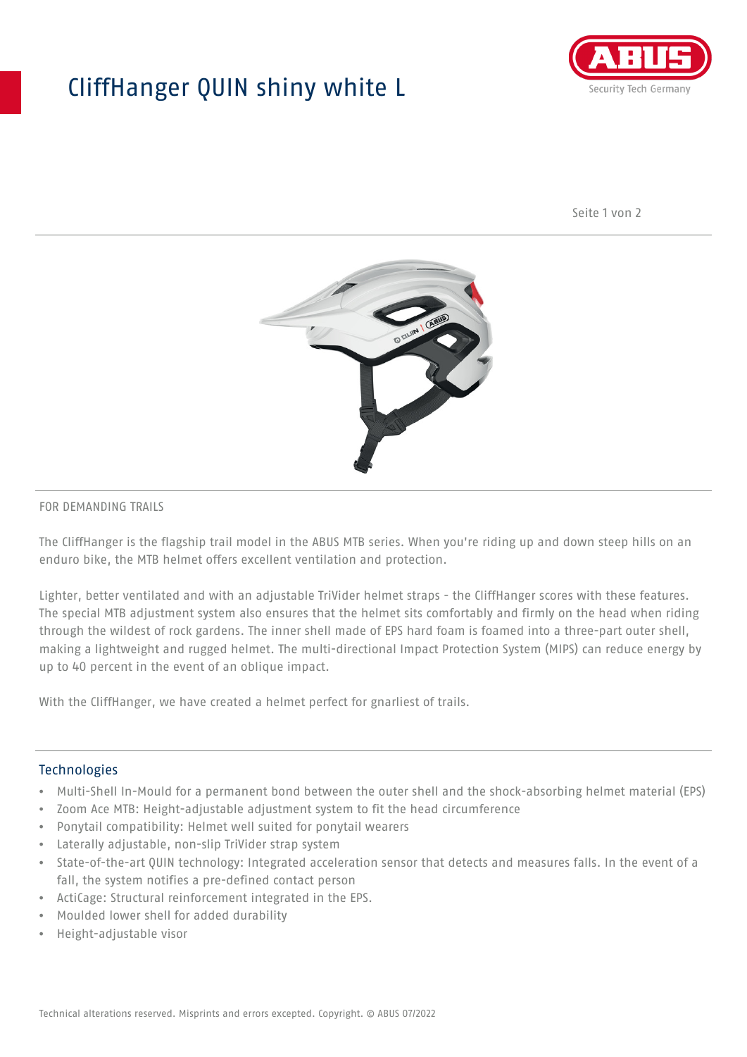# CliffHanger QUIN shiny white L

FOR DEMANDING TRAILS

The CliffHanger is the flagship trail model in the ABUS MTB series. When you're riding up and down steep hills on an enduro bike, the MTB helmet offers excellent ventilation and protection.

Lighter, better ventilated and with an adjustable TriVider helmet straps - the CliffHanger scores with these features. The special MTB adjustment system also ensures that the helmet sits comfortably and firmly on the head when riding through the wildest of rock gardens. The inner shell made of EPS hard foam is foamed into a three-part outer shell, making a lightweight and rugged helmet. The multi-directional Impact Protection System (MIPS) can reduce energy by up to 40 percent in the event of an oblique impact.

With the CliffHanger, we have created a helmet perfect for gnarliest of trails.

## Technologies

- Multi-Shell In-Mould for a permanent bond between the outer shell and the shock-absorbing helmet material (EPS)
- Zoom Ace MTB: Height-adjustable adjustment system to fit the head circumference
- Ponytail compatibility: Helmet well suited for ponytail wearers
- Laterally adjustable, non-slip TriVider strap system
- State-of-the-art QUIN technology: Integrated acceleration sensor that detects and measures falls. In the event of a fall, the system notifies a pre-defined contact person
- ActiCage: Structural reinforcement integrated in the EPS.
- Moulded lower shell for added durability
- Height-adjustable visor

Technical alterations reserved. Misprints and errors excepted. Copyright. © ABUS 07/2022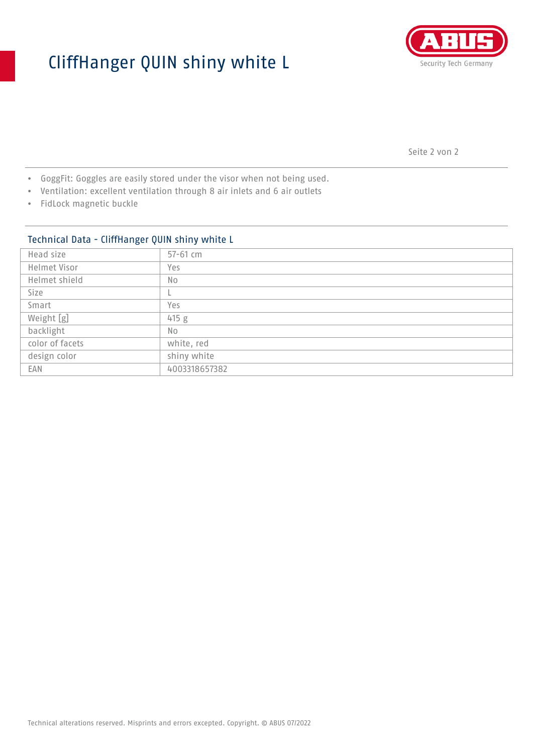- GoggFit: Goggles are easily stored under the visor when not being used.
- Ventilation: excellent ventilation through 8 air inlets and 6 air outlets
- FidLock magnetic buckle

## Technical Data - CliffHanger QUIN shiny white L

| | |
|---|---|
| Head size | 57-61 cm |
| Helmet Visor | Yes |
| Helmet shield | No |
| Size | L |
| Smart | Yes |
| Weight [g] | 415 g |
| backlight | No |
| color of facets | white, red |
| design color | shiny white |
| EAN | 4003318657382 |

Technical alterations reserved. Misprints and errors excepted. Copyright. © ABUS 07/2022